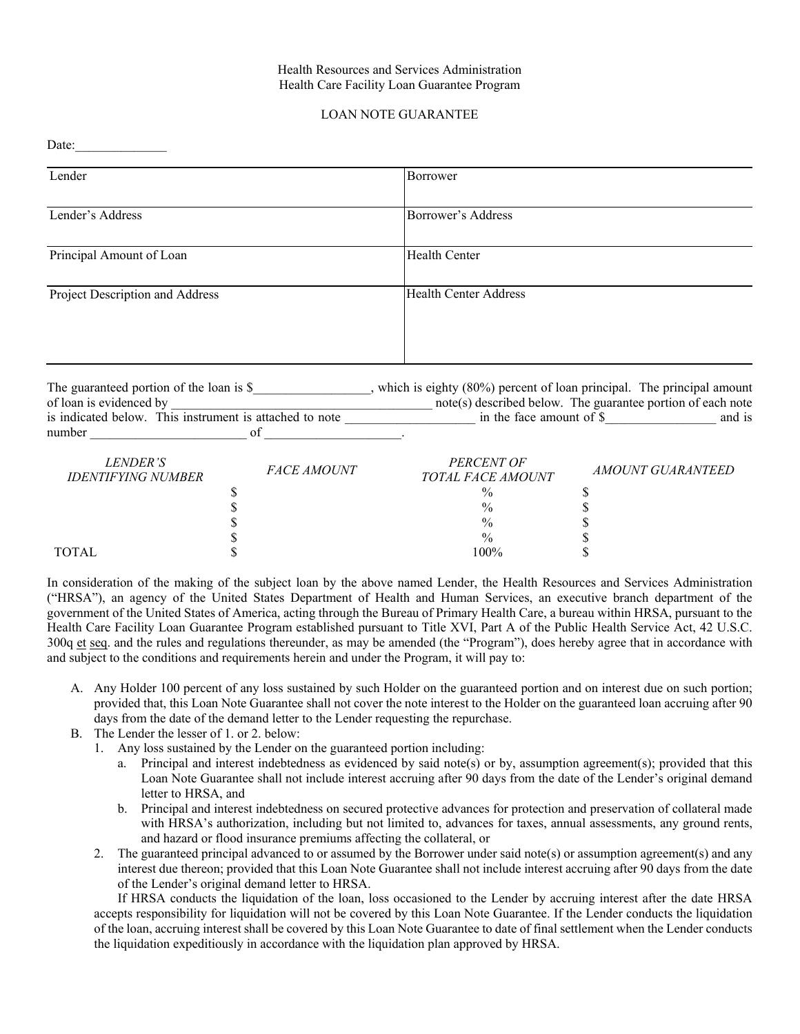Health Resources and Services Administration
Health Care Facility Loan Guarantee Program

# LOAN NOTE GUARANTEE

Date:______________

| Lender | Borrower |
| --- | --- |
| Lender's Address | Borrower's Address |
| Principal Amount of Loan | Health Center |
| Project Description and Address | Health Center Address |

The guaranteed portion of the loan is $_________________, which is eighty (80%) percent of loan principal. The principal amount of loan is evidenced by ______________________________________ note(s) described below. The guarantee portion of each note is indicated below. This instrument is attached to note ___________________ in the face amount of $________________ and is number _______________________ of ____________________.

| *LENDER'S IDENTIFYING NUMBER* | *FACE AMOUNT* | *PERCENT OF TOTAL FACE AMOUNT* | *AMOUNT GUARANTEED* |
| --- | --- | --- | --- |
| | $ | % | $ |
| | $ | % | $ |
| | $ | % | $ |
| | $ | % | $ |
| TOTAL | $ | 100% | $ |

In consideration of the making of the subject loan by the above named Lender, the Health Resources and Services Administration ("HRSA"), an agency of the United States Department of Health and Human Services, an executive branch department of the government of the United States of America, acting through the Bureau of Primary Health Care, a bureau within HRSA, pursuant to the Health Care Facility Loan Guarantee Program established pursuant to Title XVI, Part A of the Public Health Service Act, 42 U.S.C. 300q et seq. and the rules and regulations thereunder, as may be amended (the "Program"), does hereby agree that in accordance with and subject to the conditions and requirements herein and under the Program, it will pay to:

A. Any Holder 100 percent of any loss sustained by such Holder on the guaranteed portion and on interest due on such portion; provided that, this Loan Note Guarantee shall not cover the note interest to the Holder on the guaranteed loan accruing after 90 days from the date of the demand letter to the Lender requesting the repurchase.
B. The Lender the lesser of 1. or 2. below:
   1. Any loss sustained by the Lender on the guaranteed portion including:
      a. Principal and interest indebtedness as evidenced by said note(s) or by, assumption agreement(s); provided that this Loan Note Guarantee shall not include interest accruing after 90 days from the date of the Lender's original demand letter to HRSA, and
      b. Principal and interest indebtedness on secured protective advances for protection and preservation of collateral made with HRSA's authorization, including but not limited to, advances for taxes, annual assessments, any ground rents, and hazard or flood insurance premiums affecting the collateral, or
   2. The guaranteed principal advanced to or assumed by the Borrower under said note(s) or assumption agreement(s) and any interest due thereon; provided that this Loan Note Guarantee shall not include interest accruing after 90 days from the date of the Lender's original demand letter to HRSA.

   If HRSA conducts the liquidation of the loan, loss occasioned to the Lender by accruing interest after the date HRSA accepts responsibility for liquidation will not be covered by this Loan Note Guarantee. If the Lender conducts the liquidation of the loan, accruing interest shall be covered by this Loan Note Guarantee to date of final settlement when the Lender conducts the liquidation expeditiously in accordance with the liquidation plan approved by HRSA.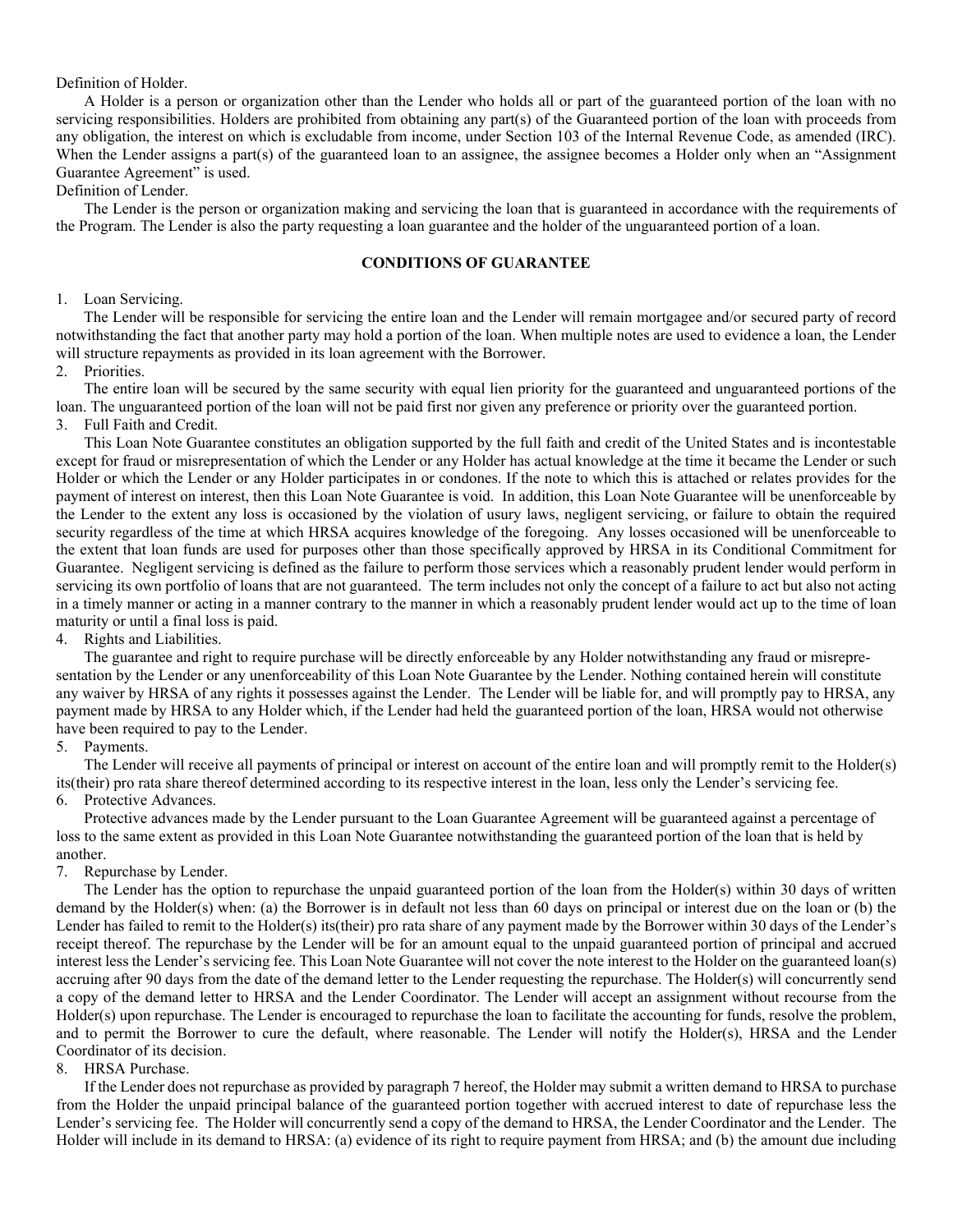Definition of Holder.

A Holder is a person or organization other than the Lender who holds all or part of the guaranteed portion of the loan with no servicing responsibilities. Holders are prohibited from obtaining any part(s) of the Guaranteed portion of the loan with proceeds from any obligation, the interest on which is excludable from income, under Section 103 of the Internal Revenue Code, as amended (IRC). When the Lender assigns a part(s) of the guaranteed loan to an assignee, the assignee becomes a Holder only when an "Assignment Guarantee Agreement" is used.

Definition of Lender.

The Lender is the person or organization making and servicing the loan that is guaranteed in accordance with the requirements of the Program. The Lender is also the party requesting a loan guarantee and the holder of the unguaranteed portion of a loan.

## CONDITIONS OF GUARANTEE

1. Loan Servicing.

The Lender will be responsible for servicing the entire loan and the Lender will remain mortgagee and/or secured party of record notwithstanding the fact that another party may hold a portion of the loan. When multiple notes are used to evidence a loan, the Lender will structure repayments as provided in its loan agreement with the Borrower.

2. Priorities.

The entire loan will be secured by the same security with equal lien priority for the guaranteed and unguaranteed portions of the loan. The unguaranteed portion of the loan will not be paid first nor given any preference or priority over the guaranteed portion.

3. Full Faith and Credit.

This Loan Note Guarantee constitutes an obligation supported by the full faith and credit of the United States and is incontestable except for fraud or misrepresentation of which the Lender or any Holder has actual knowledge at the time it became the Lender or such Holder or which the Lender or any Holder participates in or condones. If the note to which this is attached or relates provides for the payment of interest on interest, then this Loan Note Guarantee is void. In addition, this Loan Note Guarantee will be unenforceable by the Lender to the extent any loss is occasioned by the violation of usury laws, negligent servicing, or failure to obtain the required security regardless of the time at which HRSA acquires knowledge of the foregoing. Any losses occasioned will be unenforceable to the extent that loan funds are used for purposes other than those specifically approved by HRSA in its Conditional Commitment for Guarantee. Negligent servicing is defined as the failure to perform those services which a reasonably prudent lender would perform in servicing its own portfolio of loans that are not guaranteed. The term includes not only the concept of a failure to act but also not acting in a timely manner or acting in a manner contrary to the manner in which a reasonably prudent lender would act up to the time of loan maturity or until a final loss is paid.

4. Rights and Liabilities.

The guarantee and right to require purchase will be directly enforceable by any Holder notwithstanding any fraud or misrepresentation by the Lender or any unenforceability of this Loan Note Guarantee by the Lender. Nothing contained herein will constitute any waiver by HRSA of any rights it possesses against the Lender. The Lender will be liable for, and will promptly pay to HRSA, any payment made by HRSA to any Holder which, if the Lender had held the guaranteed portion of the loan, HRSA would not otherwise have been required to pay to the Lender.

5. Payments.

The Lender will receive all payments of principal or interest on account of the entire loan and will promptly remit to the Holder(s) its(their) pro rata share thereof determined according to its respective interest in the loan, less only the Lender's servicing fee.

6. Protective Advances.

Protective advances made by the Lender pursuant to the Loan Guarantee Agreement will be guaranteed against a percentage of loss to the same extent as provided in this Loan Note Guarantee notwithstanding the guaranteed portion of the loan that is held by another.

7. Repurchase by Lender.

The Lender has the option to repurchase the unpaid guaranteed portion of the loan from the Holder(s) within 30 days of written demand by the Holder(s) when: (a) the Borrower is in default not less than 60 days on principal or interest due on the loan or (b) the Lender has failed to remit to the Holder(s) its(their) pro rata share of any payment made by the Borrower within 30 days of the Lender's receipt thereof. The repurchase by the Lender will be for an amount equal to the unpaid guaranteed portion of principal and accrued interest less the Lender's servicing fee. This Loan Note Guarantee will not cover the note interest to the Holder on the guaranteed loan(s) accruing after 90 days from the date of the demand letter to the Lender requesting the repurchase. The Holder(s) will concurrently send a copy of the demand letter to HRSA and the Lender Coordinator. The Lender will accept an assignment without recourse from the Holder(s) upon repurchase. The Lender is encouraged to repurchase the loan to facilitate the accounting for funds, resolve the problem, and to permit the Borrower to cure the default, where reasonable. The Lender will notify the Holder(s), HRSA and the Lender Coordinator of its decision.

8. HRSA Purchase.

If the Lender does not repurchase as provided by paragraph 7 hereof, the Holder may submit a written demand to HRSA to purchase from the Holder the unpaid principal balance of the guaranteed portion together with accrued interest to date of repurchase less the Lender's servicing fee. The Holder will concurrently send a copy of the demand to HRSA, the Lender Coordinator and the Lender. The Holder will include in its demand to HRSA: (a) evidence of its right to require payment from HRSA; and (b) the amount due including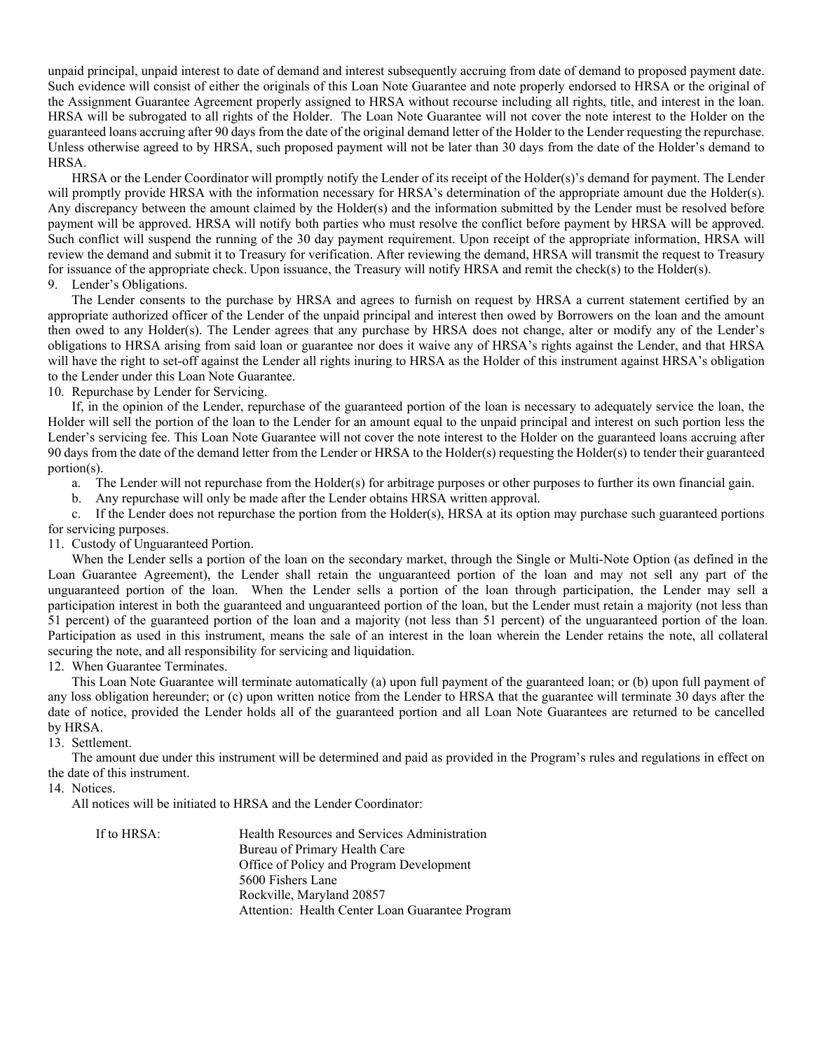unpaid principal, unpaid interest to date of demand and interest subsequently accruing from date of demand to proposed payment date. Such evidence will consist of either the originals of this Loan Note Guarantee and note properly endorsed to HRSA or the original of the Assignment Guarantee Agreement properly assigned to HRSA without recourse including all rights, title, and interest in the loan. HRSA will be subrogated to all rights of the Holder. The Loan Note Guarantee will not cover the note interest to the Holder on the guaranteed loans accruing after 90 days from the date of the original demand letter of the Holder to the Lender requesting the repurchase. Unless otherwise agreed to by HRSA, such proposed payment will not be later than 30 days from the date of the Holder's demand to HRSA.

HRSA or the Lender Coordinator will promptly notify the Lender of its receipt of the Holder(s)'s demand for payment. The Lender will promptly provide HRSA with the information necessary for HRSA's determination of the appropriate amount due the Holder(s). Any discrepancy between the amount claimed by the Holder(s) and the information submitted by the Lender must be resolved before payment will be approved. HRSA will notify both parties who must resolve the conflict before payment by HRSA will be approved. Such conflict will suspend the running of the 30 day payment requirement. Upon receipt of the appropriate information, HRSA will review the demand and submit it to Treasury for verification. After reviewing the demand, HRSA will transmit the request to Treasury for issuance of the appropriate check. Upon issuance, the Treasury will notify HRSA and remit the check(s) to the Holder(s).

9. Lender's Obligations.

The Lender consents to the purchase by HRSA and agrees to furnish on request by HRSA a current statement certified by an appropriate authorized officer of the Lender of the unpaid principal and interest then owed by Borrowers on the loan and the amount then owed to any Holder(s). The Lender agrees that any purchase by HRSA does not change, alter or modify any of the Lender's obligations to HRSA arising from said loan or guarantee nor does it waive any of HRSA's rights against the Lender, and that HRSA will have the right to set-off against the Lender all rights inuring to HRSA as the Holder of this instrument against HRSA's obligation to the Lender under this Loan Note Guarantee.

10. Repurchase by Lender for Servicing.

If, in the opinion of the Lender, repurchase of the guaranteed portion of the loan is necessary to adequately service the loan, the Holder will sell the portion of the loan to the Lender for an amount equal to the unpaid principal and interest on such portion less the Lender's servicing fee. This Loan Note Guarantee will not cover the note interest to the Holder on the guaranteed loans accruing after 90 days from the date of the demand letter from the Lender or HRSA to the Holder(s) requesting the Holder(s) to tender their guaranteed portion(s).

a. The Lender will not repurchase from the Holder(s) for arbitrage purposes or other purposes to further its own financial gain.

b. Any repurchase will only be made after the Lender obtains HRSA written approval.

c. If the Lender does not repurchase the portion from the Holder(s), HRSA at its option may purchase such guaranteed portions for servicing purposes.

11. Custody of Unguaranteed Portion.

When the Lender sells a portion of the loan on the secondary market, through the Single or Multi-Note Option (as defined in the Loan Guarantee Agreement), the Lender shall retain the unguaranteed portion of the loan and may not sell any part of the unguaranteed portion of the loan. When the Lender sells a portion of the loan through participation, the Lender may sell a participation interest in both the guaranteed and unguaranteed portion of the loan, but the Lender must retain a majority (not less than 51 percent) of the guaranteed portion of the loan and a majority (not less than 51 percent) of the unguaranteed portion of the loan. Participation as used in this instrument, means the sale of an interest in the loan wherein the Lender retains the note, all collateral securing the note, and all responsibility for servicing and liquidation.

12. When Guarantee Terminates.

This Loan Note Guarantee will terminate automatically (a) upon full payment of the guaranteed loan; or (b) upon full payment of any loss obligation hereunder; or (c) upon written notice from the Lender to HRSA that the guarantee will terminate 30 days after the date of notice, provided the Lender holds all of the guaranteed portion and all Loan Note Guarantees are returned to be cancelled by HRSA.

13. Settlement.

The amount due under this instrument will be determined and paid as provided in the Program's rules and regulations in effect on the date of this instrument.

14. Notices.

All notices will be initiated to HRSA and the Lender Coordinator:

If to HRSA:

Health Resources and Services Administration
Bureau of Primary Health Care
Office of Policy and Program Development
5600 Fishers Lane
Rockville, Maryland 20857
Attention: Health Center Loan Guarantee Program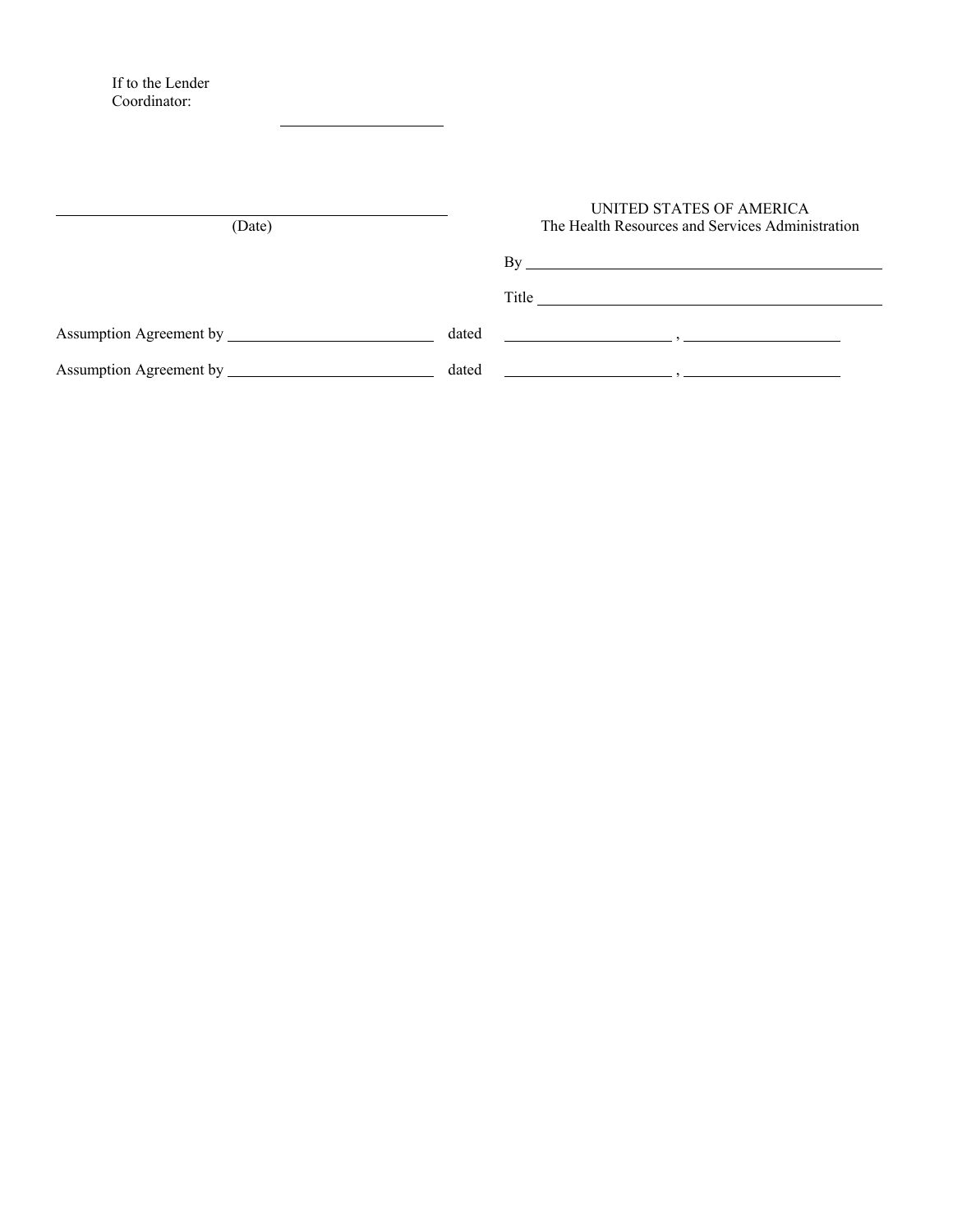If to the Lender Coordinator: \_\_\_\_\_\_\_\_\_\_\_\_\_\_\_\_\_\_\_\_

\_\_\_\_\_\_\_\_\_\_\_\_\_\_\_\_\_\_\_\_\_\_\_\_\_\_\_\_\_\_\_\_\_\_\_\_\_\_\_\_\_\_
(Date)

UNITED STATES OF AMERICA
The Health Resources and Services Administration

By \_\_\_\_\_\_\_\_\_\_\_\_\_\_\_\_\_\_\_\_\_\_\_\_\_\_\_\_\_\_\_\_\_\_\_\_\_\_\_\_\_\_

Title \_\_\_\_\_\_\_\_\_\_\_\_\_\_\_\_\_\_\_\_\_\_\_\_\_\_\_\_\_\_\_\_\_\_\_\_\_\_\_\_

Assumption Agreement by \_\_\_\_\_\_\_\_\_\_\_\_\_\_\_\_\_\_\_\_\_\_\_\_\_\_ dated \_\_\_\_\_\_\_\_\_\_\_\_\_\_\_\_\_\_\_\_ , \_\_\_\_\_\_\_\_\_\_\_\_\_\_\_\_\_\_\_\_

Assumption Agreement by \_\_\_\_\_\_\_\_\_\_\_\_\_\_\_\_\_\_\_\_\_\_\_\_\_\_ dated \_\_\_\_\_\_\_\_\_\_\_\_\_\_\_\_\_\_\_\_ , \_\_\_\_\_\_\_\_\_\_\_\_\_\_\_\_\_\_\_\_